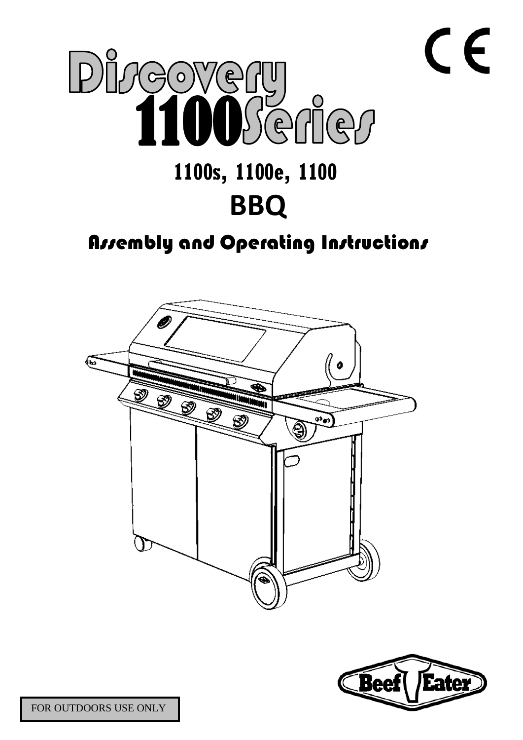# Discovery 1100 Series

## 1100s, 1100e, 1100

# BBQ

## Assembly and Operating Instructions

FOR OUTDOORS USE ONLY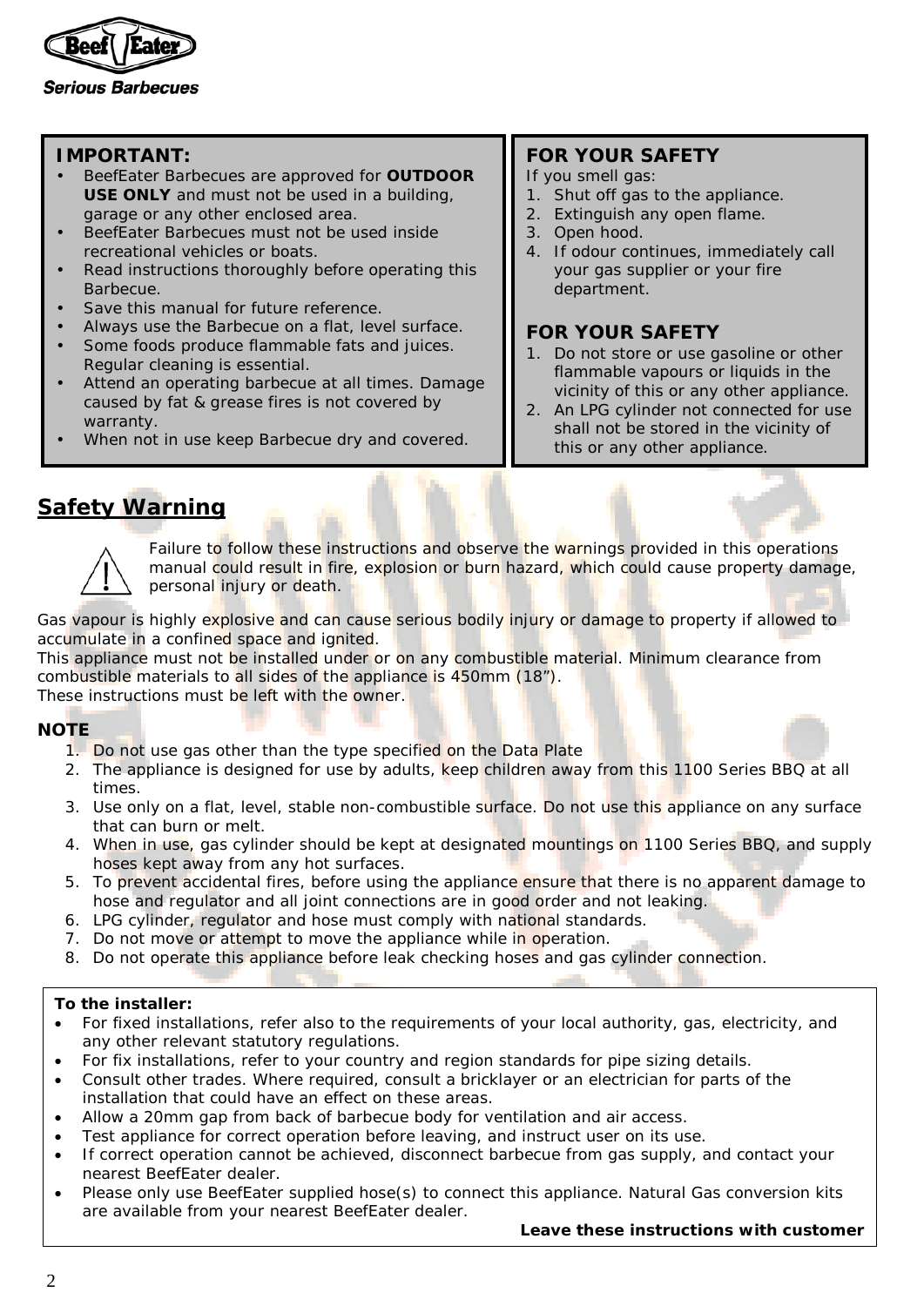**IMPORTANT:**

- BeefEater Barbecues are approved for **OUTDOOR USE ONLY** and must not be used in a building, garage or any other enclosed area.
- BeefEater Barbecues must not be used inside recreational vehicles or boats.
- Read instructions thoroughly before operating this Barbecue.
- Save this manual for future reference.
- Always use the Barbecue on a flat, level surface.
- Some foods produce flammable fats and juices. Regular cleaning is essential.
- Attend an operating barbecue at all times. Damage caused by fat & grease fires is not covered by warranty.
- When not in use keep Barbecue dry and covered.

**FOR YOUR SAFETY**

If you smell gas:

1. Shut off gas to the appliance.
2. Extinguish any open flame.
3. Open hood.
4. If odour continues, immediately call your gas supplier or your fire department.

**FOR YOUR SAFETY**

1. Do not store or use gasoline or other flammable vapours or liquids in the vicinity of this or any other appliance.
2. An LPG cylinder not connected for use shall not be stored in the vicinity of this or any other appliance.

## Safety Warning

Failure to follow these instructions and observe the warnings provided in this operations manual could result in fire, explosion or burn hazard, which could cause property damage, personal injury or death.

Gas vapour is highly explosive and can cause serious bodily injury or damage to property if allowed to accumulate in a confined space and ignited.
This appliance must not be installed under or on any combustible material. Minimum clearance from combustible materials to all sides of the appliance is 450mm (18”).
These instructions must be left with the owner.

**NOTE**

1. Do not use gas other than the type specified on the Data Plate
2. The appliance is designed for use by adults, keep children away from this 1100 Series BBQ at all times.
3. Use only on a flat, level, stable non-combustible surface. Do not use this appliance on any surface that can burn or melt.
4. When in use, gas cylinder should be kept at designated mountings on 1100 Series BBQ, and supply hoses kept away from any hot surfaces.
5. To prevent accidental fires, before using the appliance ensure that there is no apparent damage to hose and regulator and all joint connections are in good order and not leaking.
6. LPG cylinder, regulator and hose must comply with national standards.
7. Do not move or attempt to move the appliance while in operation.
8. Do not operate this appliance before leak checking hoses and gas cylinder connection.

**To the installer:**

- For fixed installations, refer also to the requirements of your local authority, gas, electricity, and any other relevant statutory regulations.
- For fix installations, refer to your country and region standards for pipe sizing details.
- Consult other trades. Where required, consult a bricklayer or an electrician for parts of the installation that could have an effect on these areas.
- Allow a 20mm gap from back of barbecue body for ventilation and air access.
- Test appliance for correct operation before leaving, and instruct user on its use.
- If correct operation cannot be achieved, disconnect barbecue from gas supply, and contact your nearest BeefEater dealer.
- Please only use BeefEater supplied hose(s) to connect this appliance. Natural Gas conversion kits are available from your nearest BeefEater dealer.

**Leave these instructions with customer**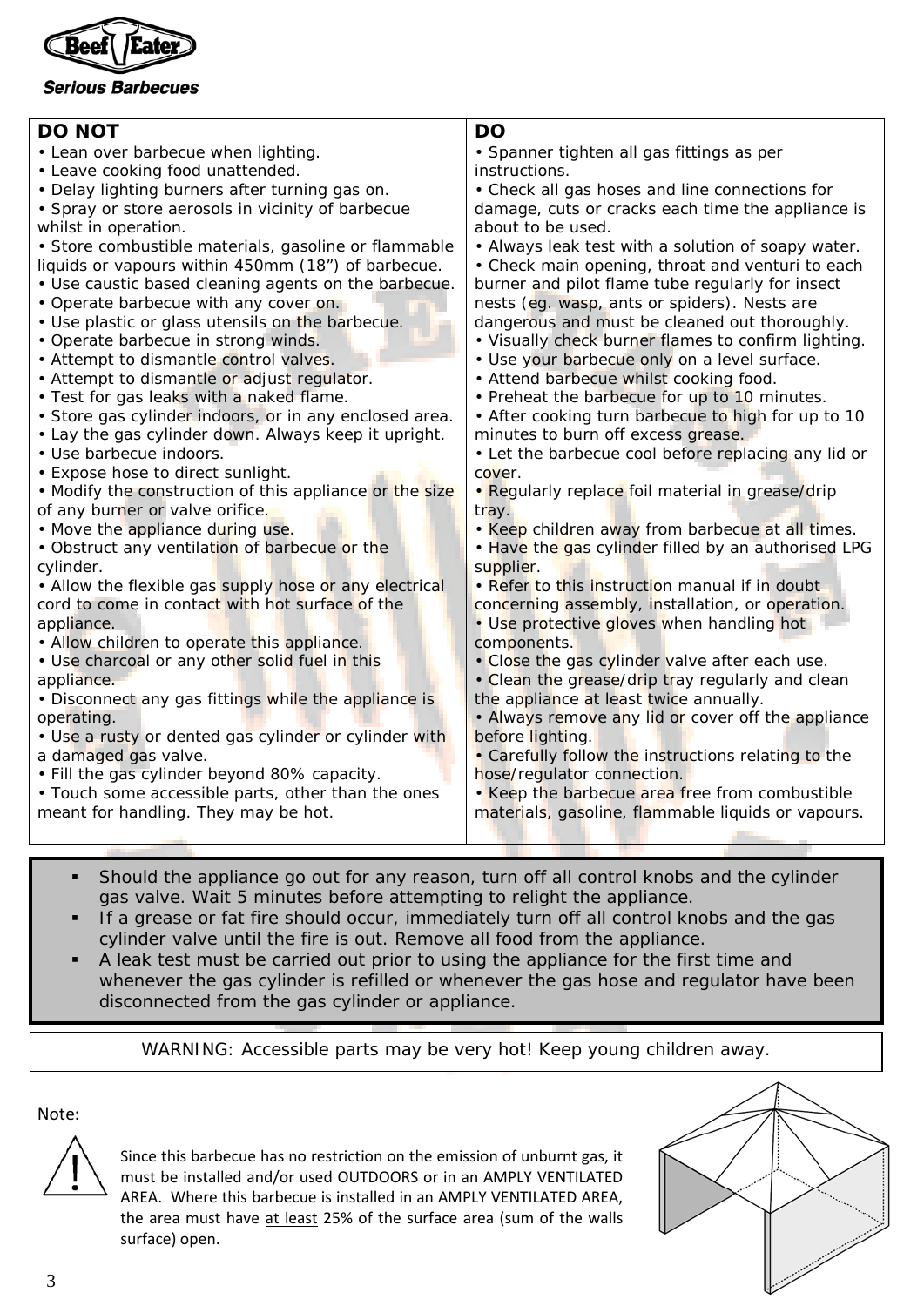Beef Eater

Serious Barbecues

| DO NOT | DO |
|---|---|
| • Lean over barbecue when lighting.<br>• Leave cooking food unattended.<br>• Delay lighting burners after turning gas on.<br>• Spray or store aerosols in vicinity of barbecue whilst in operation.<br>• Store combustible materials, gasoline or flammable liquids or vapours within 450mm (18”) of barbecue.<br>• Use caustic based cleaning agents on the barbecue.<br>• Operate barbecue with any cover on.<br>• Use plastic or glass utensils on the barbecue.<br>• Operate barbecue in strong winds.<br>• Attempt to dismantle control valves.<br>• Attempt to dismantle or adjust regulator.<br>• Test for gas leaks with a naked flame.<br>• Store gas cylinder indoors, or in any enclosed area.<br>• Lay the gas cylinder down. Always keep it upright.<br>• Use barbecue indoors.<br>• Expose hose to direct sunlight.<br>• Modify the construction of this appliance or the size of any burner or valve orifice.<br>• Move the appliance during use.<br>• Obstruct any ventilation of barbecue or the cylinder.<br>• Allow the flexible gas supply hose or any electrical cord to come in contact with hot surface of the appliance.<br>• Allow children to operate this appliance.<br>• Use charcoal or any other solid fuel in this appliance.<br>• Disconnect any gas fittings while the appliance is operating.<br>• Use a rusty or dented gas cylinder or cylinder with a damaged gas valve.<br>• Fill the gas cylinder beyond 80% capacity.<br>• Touch some accessible parts, other than the ones meant for handling. They may be hot. | • Spanner tighten all gas fittings as per instructions.<br>• Check all gas hoses and line connections for damage, cuts or cracks each time the appliance is about to be used.<br>• Always leak test with a solution of soapy water.<br>• Check main opening, throat and venturi to each burner and pilot flame tube regularly for insect nests (eg. wasp, ants or spiders). Nests are dangerous and must be cleaned out thoroughly.<br>• Visually check burner flames to confirm lighting.<br>• Use your barbecue only on a level surface.<br>• Attend barbecue whilst cooking food.<br>• Preheat the barbecue for up to 10 minutes.<br>• After cooking turn barbecue to high for up to 10 minutes to burn off excess grease.<br>• Let the barbecue cool before replacing any lid or cover.<br>• Regularly replace foil material in grease/drip tray.<br>• Keep children away from barbecue at all times.<br>• Have the gas cylinder filled by an authorised LPG supplier.<br>• Refer to this instruction manual if in doubt concerning assembly, installation, or operation.<br>• Use protective gloves when handling hot components.<br>• Close the gas cylinder valve after each use.<br>• Clean the grease/drip tray regularly and clean the appliance at least twice annually.<br>• Always remove any lid or cover off the appliance before lighting.<br>• Carefully follow the instructions relating to the hose/regulator connection.<br>• Keep the barbecue area free from combustible materials, gasoline, flammable liquids or vapours. |

- Should the appliance go out for any reason, turn off all control knobs and the cylinder gas valve. Wait 5 minutes before attempting to relight the appliance.
- If a grease or fat fire should occur, immediately turn off all control knobs and the gas cylinder valve until the fire is out. Remove all food from the appliance.
- A leak test must be carried out prior to using the appliance for the first time and whenever the gas cylinder is refilled or whenever the gas hose and regulator have been disconnected from the gas cylinder or appliance.

WARNING: Accessible parts may be very hot! Keep young children away.

Note:

Since this barbecue has no restriction on the emission of unburnt gas, it must be installed and/or used OUTDOORS or in an AMPLY VENTILATED AREA. Where this barbecue is installed in an AMPLY VENTILATED AREA, the area must have at least 25% of the surface area (sum of the walls surface) open.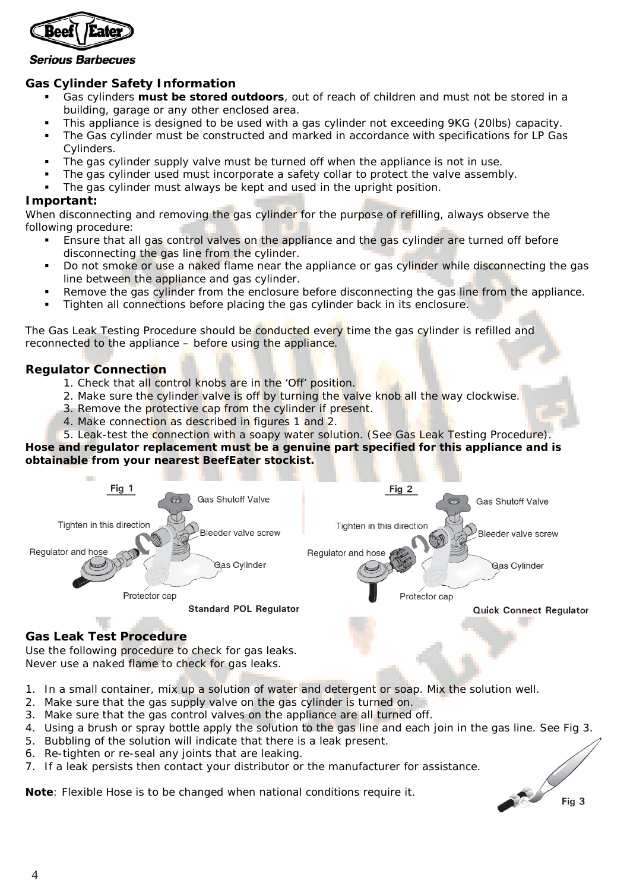## Gas Cylinder Safety Information

- Gas cylinders **must be stored outdoors**, out of reach of children and must not be stored in a building, garage or any other enclosed area.
- This appliance is designed to be used with a gas cylinder not exceeding 9KG (20lbs) capacity.
- The Gas cylinder must be constructed and marked in accordance with specifications for LP Gas Cylinders.
- The gas cylinder supply valve must be turned off when the appliance is not in use.
- The gas cylinder used must incorporate a safety collar to protect the valve assembly.
- The gas cylinder must always be kept and used in the upright position.

**Important:**

When disconnecting and removing the gas cylinder for the purpose of refilling, always observe the following procedure:

- Ensure that all gas control valves on the appliance and the gas cylinder are turned off before disconnecting the gas line from the cylinder.
- Do not smoke or use a naked flame near the appliance or gas cylinder while disconnecting the gas line between the appliance and gas cylinder.
- Remove the gas cylinder from the enclosure before disconnecting the gas line from the appliance.
- Tighten all connections before placing the gas cylinder back in its enclosure.

The Gas Leak Testing Procedure should be conducted every time the gas cylinder is refilled and reconnected to the appliance – before using the appliance.

## Regulator Connection

1. Check that all control knobs are in the 'Off' position.
2. Make sure the cylinder valve is off by turning the valve knob all the way clockwise.
3. Remove the protective cap from the cylinder if present.
4. Make connection as described in figures 1 and 2.
5. Leak-test the connection with a soapy water solution. (See Gas Leak Testing Procedure).

**Hose and regulator replacement must be a genuine part specified for this appliance and is obtainable from your nearest BeefEater stockist.**

Fig 1 — Gas Shutoff Valve, Tighten in this direction, Bleeder valve screw, Regulator and hose, Gas Cylinder, Protector cap — **Standard POL Regulator**

Fig 2 — Gas Shutoff Valve, Tighten in this direction, Bleeder valve screw, Regulator and hose, Gas Cylinder, Protector cap — **Quick Connect Regulator**

## Gas Leak Test Procedure

Use the following procedure to check for gas leaks.
Never use a naked flame to check for gas leaks.

1. In a small container, mix up a solution of water and detergent or soap. Mix the solution well.
2. Make sure that the gas supply valve on the gas cylinder is turned on.
3. Make sure that the gas control valves on the appliance are all turned off.
4. Using a brush or spray bottle apply the solution to the gas line and each join in the gas line. See Fig 3.
5. Bubbling of the solution will indicate that there is a leak present.
6. Re-tighten or re-seal any joints that are leaking.
7. If a leak persists then contact your distributor or the manufacturer for assistance.

**Note**: Flexible Hose is to be changed when national conditions require it.

Fig 3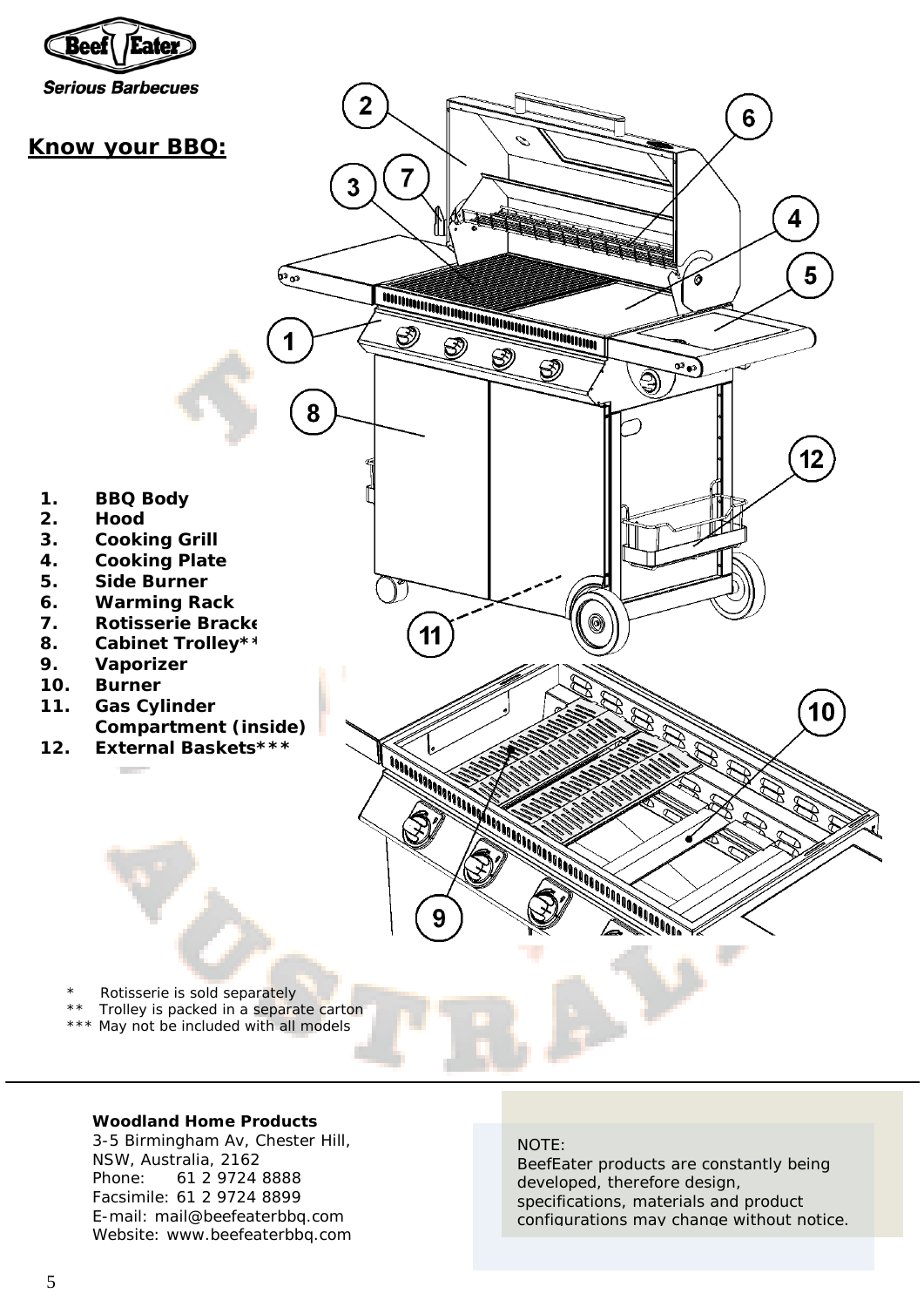# Know your BBQ:

1. **BBQ Body**
2. **Hood**
3. **Cooking Grill**
4. **Cooking Plate**
5. **Side Burner**
6. **Warming Rack**
7. **Rotisserie Bracket***
8. **Cabinet Trolley****
9. **Vaporizer**
10. **Burner**
11. **Gas Cylinder Compartment (inside)**
12. **External Baskets*****

\* Rotisserie is sold separately
\*\* Trolley is packed in a separate carton
\*\*\* May not be included with all models

**Woodland Home Products**
3-5 Birmingham Av, Chester Hill,
NSW, Australia, 2162
Phone: 61 2 9724 8888
Facsimile: 61 2 9724 8899
E-mail: mail@beefeaterbbq.com
Website: www.beefeaterbbq.com

NOTE:
BeefEater products are constantly being developed, therefore design, specifications, materials and product configurations may change without notice.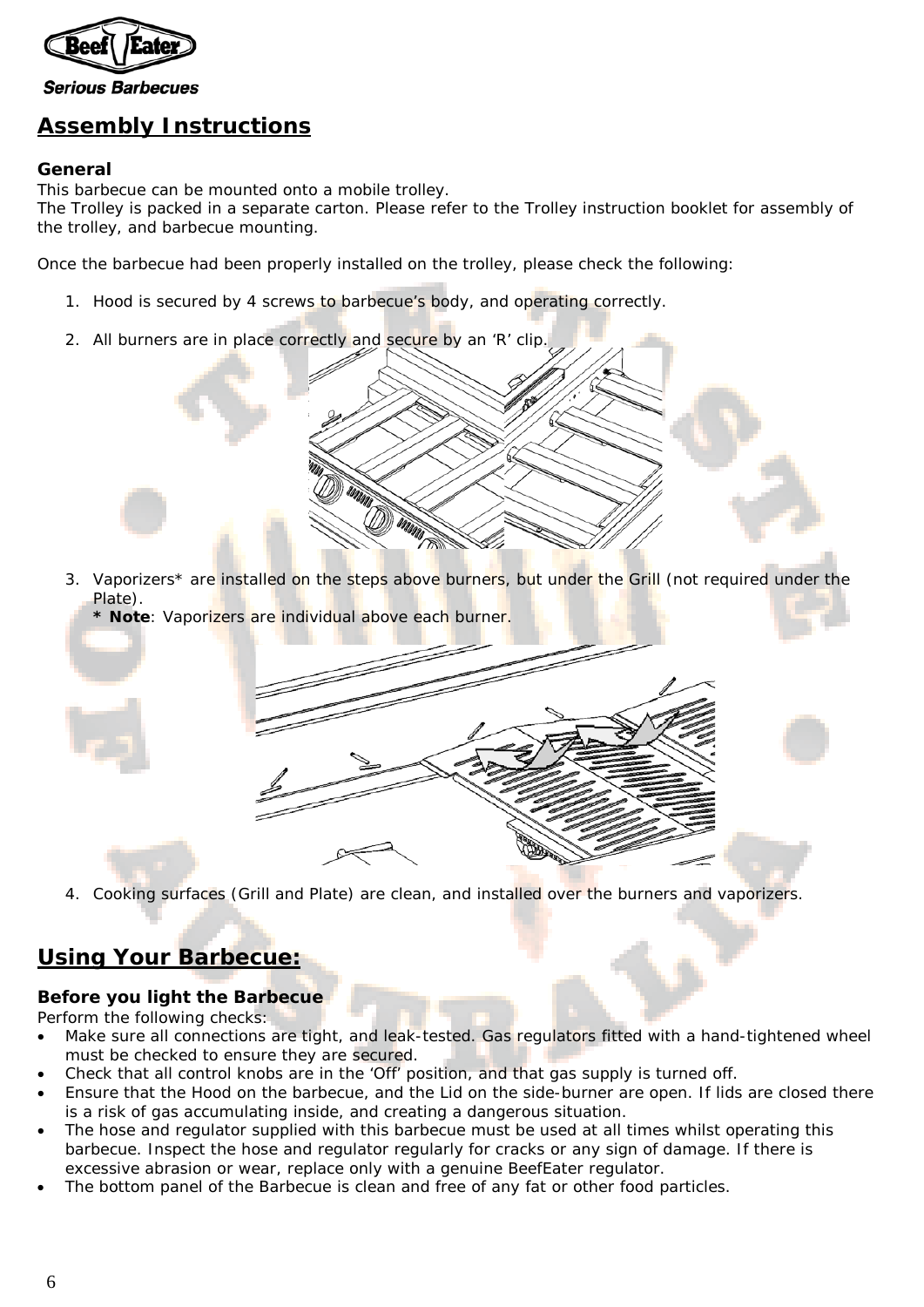## Assembly Instructions

### General

This barbecue can be mounted onto a mobile trolley.
The Trolley is packed in a separate carton. Please refer to the Trolley instruction booklet for assembly of the trolley, and barbecue mounting.

Once the barbecue had been properly installed on the trolley, please check the following:

1. Hood is secured by 4 screws to barbecue's body, and operating correctly.

2. All burners are in place correctly and secure by an 'R' clip.

3. Vaporizers* are installed on the steps above burners, but under the Grill (not required under the Plate).
   **\* Note**: Vaporizers are individual above each burner.

4. Cooking surfaces (Grill and Plate) are clean, and installed over the burners and vaporizers.

## Using Your Barbecue:

### Before you light the Barbecue

Perform the following checks:

- Make sure all connections are tight, and leak-tested. Gas regulators fitted with a hand-tightened wheel must be checked to ensure they are secured.
- Check that all control knobs are in the 'Off' position, and that gas supply is turned off.
- Ensure that the Hood on the barbecue, and the Lid on the side-burner are open. If lids are closed there is a risk of gas accumulating inside, and creating a dangerous situation.
- The hose and regulator supplied with this barbecue must be used at all times whilst operating this barbecue. Inspect the hose and regulator regularly for cracks or any sign of damage. If there is excessive abrasion or wear, replace only with a genuine BeefEater regulator.
- The bottom panel of the Barbecue is clean and free of any fat or other food particles.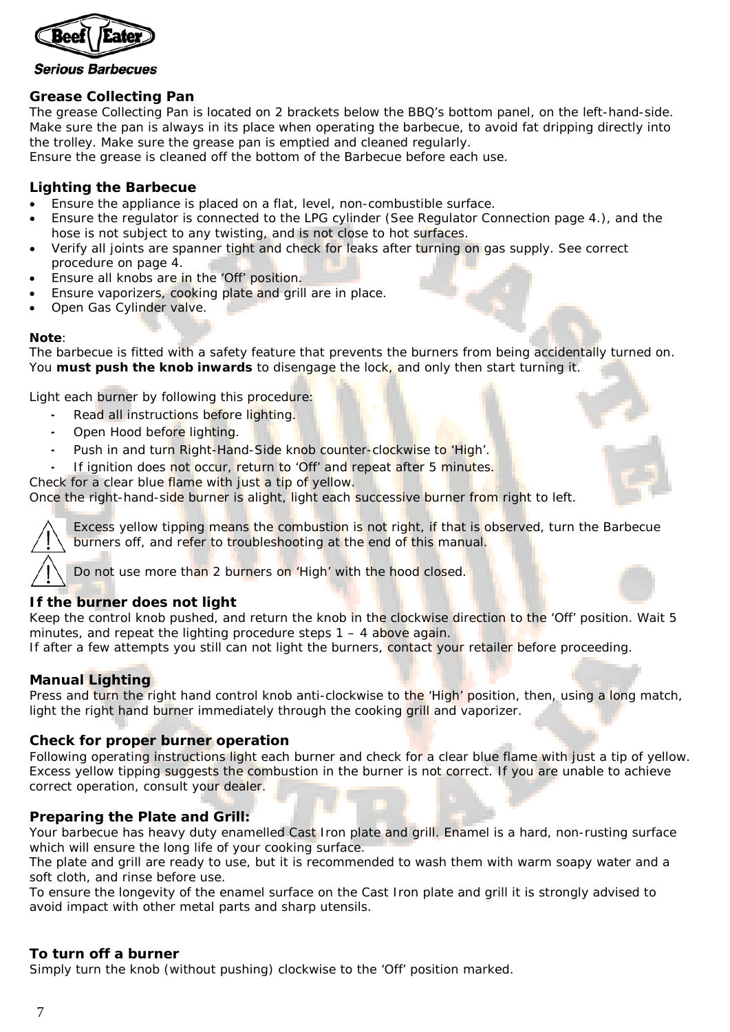## Grease Collecting Pan

The grease Collecting Pan is located on 2 brackets below the BBQ's bottom panel, on the left-hand-side. Make sure the pan is always in its place when operating the barbecue, to avoid fat dripping directly into the trolley. Make sure the grease pan is emptied and cleaned regularly.
Ensure the grease is cleaned off the bottom of the Barbecue before each use.

## Lighting the Barbecue

- Ensure the appliance is placed on a flat, level, non-combustible surface.
- Ensure the regulator is connected to the LPG cylinder (See Regulator Connection page 4.), and the hose is not subject to any twisting, and is not close to hot surfaces.
- Verify all joints are spanner tight and check for leaks after turning on gas supply. See correct procedure on page 4.
- Ensure all knobs are in the 'Off' position.
- Ensure vaporizers, cooking plate and grill are in place.
- Open Gas Cylinder valve.

**Note**:
The barbecue is fitted with a safety feature that prevents the burners from being accidentally turned on. You **must push the knob inwards** to disengage the lock, and only then start turning it.

Light each burner by following this procedure:

- Read all instructions before lighting.
- Open Hood before lighting.
- Push in and turn Right-Hand-Side knob counter-clockwise to 'High'.
- If ignition does not occur, return to 'Off' and repeat after 5 minutes.

Check for a clear blue flame with just a tip of yellow.
Once the right-hand-side burner is alight, light each successive burner from right to left.

⚠ Excess yellow tipping means the combustion is not right, if that is observed, turn the Barbecue burners off, and refer to troubleshooting at the end of this manual.

⚠ Do not use more than 2 burners on 'High' with the hood closed.

## If the burner does not light

Keep the control knob pushed, and return the knob in the clockwise direction to the 'Off' position. Wait 5 minutes, and repeat the lighting procedure steps 1 – 4 above again.
If after a few attempts you still can not light the burners, contact your retailer before proceeding.

## Manual Lighting

Press and turn the right hand control knob anti-clockwise to the 'High' position, then, using a long match, light the right hand burner immediately through the cooking grill and vaporizer.

## Check for proper burner operation

Following operating instructions light each burner and check for a clear blue flame with just a tip of yellow. Excess yellow tipping suggests the combustion in the burner is not correct. If you are unable to achieve correct operation, consult your dealer.

## Preparing the Plate and Grill:

Your barbecue has heavy duty enamelled Cast Iron plate and grill. Enamel is a hard, non-rusting surface which will ensure the long life of your cooking surface.
The plate and grill are ready to use, but it is recommended to wash them with warm soapy water and a soft cloth, and rinse before use.
To ensure the longevity of the enamel surface on the Cast Iron plate and grill it is strongly advised to avoid impact with other metal parts and sharp utensils.

## To turn off a burner

Simply turn the knob (without pushing) clockwise to the 'Off' position marked.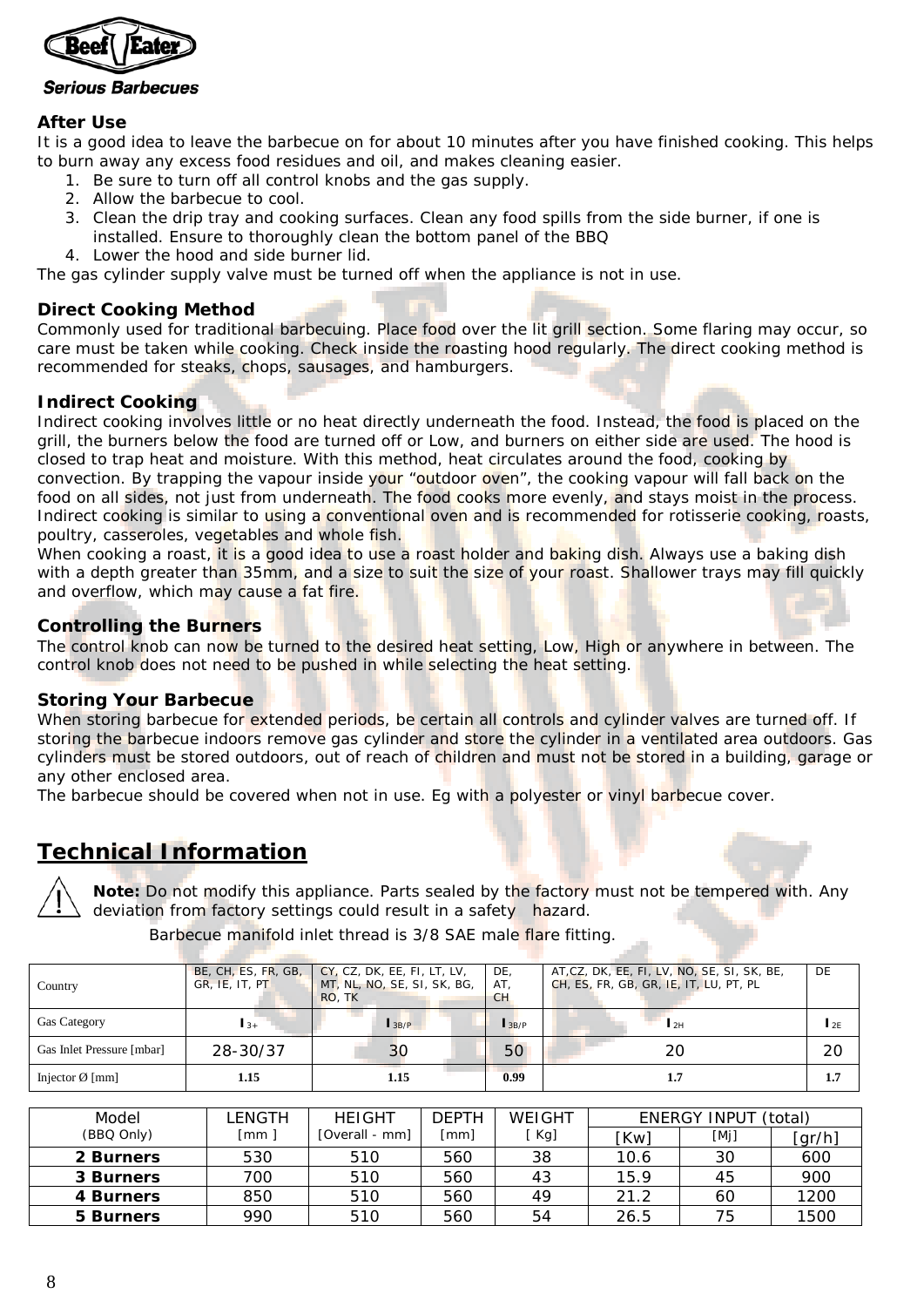## After Use

It is a good idea to leave the barbecue on for about 10 minutes after you have finished cooking. This helps to burn away any excess food residues and oil, and makes cleaning easier.

1. Be sure to turn off all control knobs and the gas supply.
2. Allow the barbecue to cool.
3. Clean the drip tray and cooking surfaces. Clean any food spills from the side burner, if one is installed. Ensure to thoroughly clean the bottom panel of the BBQ
4. Lower the hood and side burner lid.

The gas cylinder supply valve must be turned off when the appliance is not in use.

## Direct Cooking Method

Commonly used for traditional barbecuing. Place food over the lit grill section. Some flaring may occur, so care must be taken while cooking. Check inside the roasting hood regularly. The direct cooking method is recommended for steaks, chops, sausages, and hamburgers.

## Indirect Cooking

Indirect cooking involves little or no heat directly underneath the food. Instead, the food is placed on the grill, the burners below the food are turned off or Low, and burners on either side are used. The hood is closed to trap heat and moisture. With this method, heat circulates around the food, cooking by convection. By trapping the vapour inside your "outdoor oven", the cooking vapour will fall back on the food on all sides, not just from underneath. The food cooks more evenly, and stays moist in the process. Indirect cooking is similar to using a conventional oven and is recommended for rotisserie cooking, roasts, poultry, casseroles, vegetables and whole fish.

When cooking a roast, it is a good idea to use a roast holder and baking dish. Always use a baking dish with a depth greater than 35mm, and a size to suit the size of your roast. Shallower trays may fill quickly and overflow, which may cause a fat fire.

## Controlling the Burners

The control knob can now be turned to the desired heat setting, Low, High or anywhere in between. The control knob does not need to be pushed in while selecting the heat setting.

## Storing Your Barbecue

When storing barbecue for extended periods, be certain all controls and cylinder valves are turned off. If storing the barbecue indoors remove gas cylinder and store the cylinder in a ventilated area outdoors. Gas cylinders must be stored outdoors, out of reach of children and must not be stored in a building, garage or any other enclosed area.

The barbecue should be covered when not in use. Eg with a polyester or vinyl barbecue cover.

# Technical Information

**Note:** Do not modify this appliance. Parts sealed by the factory must not be tempered with. Any deviation from factory settings could result in a safety hazard.

Barbecue manifold inlet thread is 3/8 SAE male flare fitting.

| Country | BE, CH, ES, FR, GB, GR, IE, IT, PT | CY, CZ, DK, EE, FI, LT, LV, MT, NL, NO, SE, SI, SK, BG, RO, TK | DE, AT, CH | AT,CZ, DK, EE, FI, LV, NO, SE, SI, SK, BE, CH, ES, FR, GB, GR, IE, IT, LU, PT, PL | DE |
|---|---|---|---|---|---|
| Gas Category | $I_{3+}$ | $I_{3B/P}$ | $I_{3B/P}$ | $I_{2H}$ | $I_{2E}$ |
| Gas Inlet Pressure [mbar] | 28-30/37 | 30 | 50 | 20 | 20 |
| Injector Ø [mm] | 1.15 | 1.15 | 0.99 | 1.7 | 1.7 |

| Model (BBQ Only) | LENGTH [mm ] | HEIGHT [Overall - mm] | DEPTH [mm] | WEIGHT [ Kg] | ENERGY INPUT (total) | | |
|---|---|---|---|---|---|---|---|
| | | | | | [Kw] | [Mj] | [gr/h] |
| **2 Burners** | 530 | 510 | 560 | 38 | 10.6 | 30 | 600 |
| **3 Burners** | 700 | 510 | 560 | 43 | 15.9 | 45 | 900 |
| **4 Burners** | 850 | 510 | 560 | 49 | 21.2 | 60 | 1200 |
| **5 Burners** | 990 | 510 | 560 | 54 | 26.5 | 75 | 1500 |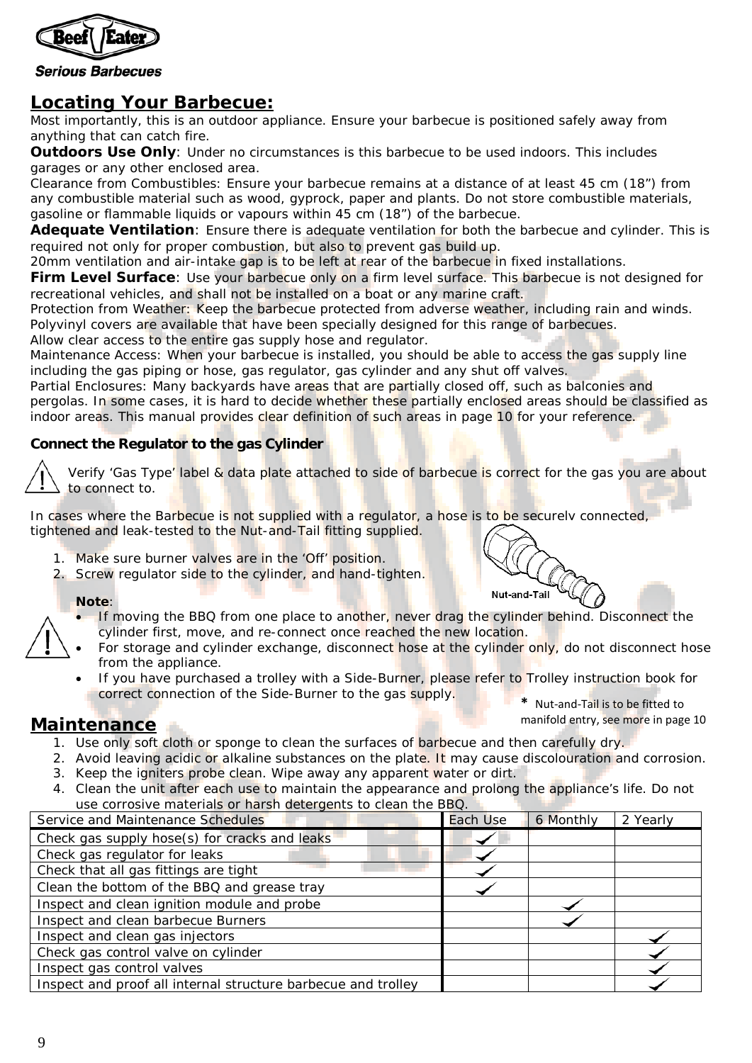## Locating Your Barbecue:

Most importantly, this is an outdoor appliance. Ensure your barbecue is positioned safely away from anything that can catch fire.

**Outdoors Use Only**: Under no circumstances is this barbecue to be used indoors. This includes garages or any other enclosed area.

Clearance from Combustibles: Ensure your barbecue remains at a distance of at least 45 cm (18") from any combustible material such as wood, gyprock, paper and plants. Do not store combustible materials, gasoline or flammable liquids or vapours within 45 cm (18") of the barbecue.

**Adequate Ventilation**: Ensure there is adequate ventilation for both the barbecue and cylinder. This is required not only for proper combustion, but also to prevent gas build up.

20mm ventilation and air-intake gap is to be left at rear of the barbecue in fixed installations.

**Firm Level Surface**: Use your barbecue only on a firm level surface. This barbecue is not designed for recreational vehicles, and shall not be installed on a boat or any marine craft.

Protection from Weather: Keep the barbecue protected from adverse weather, including rain and winds. Polyvinyl covers are available that have been specially designed for this range of barbecues.

Allow clear access to the entire gas supply hose and regulator.

Maintenance Access: When your barbecue is installed, you should be able to access the gas supply line including the gas piping or hose, gas regulator, gas cylinder and any shut off valves.

Partial Enclosures: Many backyards have areas that are partially closed off, such as balconies and pergolas. In some cases, it is hard to decide whether these partially enclosed areas should be classified as indoor areas. This manual provides clear definition of such areas in page 10 for your reference.

### Connect the Regulator to the gas Cylinder

⚠ Verify 'Gas Type' label & data plate attached to side of barbecue is correct for the gas you are about to connect to.

In cases where the Barbecue is not supplied with a regulator, a hose is to be securely connected, tightened and leak-tested to the Nut-and-Tail fitting supplied.

1. Make sure burner valves are in the 'Off' position.
2. Screw regulator side to the cylinder, and hand-tighten.

Nut-and-Tail

⚠ **Note**:

- If moving the BBQ from one place to another, never drag the cylinder behind. Disconnect the cylinder first, move, and re-connect once reached the new location.
- For storage and cylinder exchange, disconnect hose at the cylinder only, do not disconnect hose from the appliance.
- If you have purchased a trolley with a Side-Burner, please refer to Trolley instruction book for correct connection of the Side-Burner to the gas supply.

* Nut-and-Tail is to be fitted to manifold entry, see more in page 10

## Maintenance

1. Use only soft cloth or sponge to clean the surfaces of barbecue and then carefully dry.
2. Avoid leaving acidic or alkaline substances on the plate. It may cause discolouration and corrosion.
3. Keep the igniters probe clean. Wipe away any apparent water or dirt.
4. Clean the unit after each use to maintain the appearance and prolong the appliance's life. Do not use corrosive materials or harsh detergents to clean the BBQ.

| Service and Maintenance Schedules | Each Use | 6 Monthly | 2 Yearly |
|---|---|---|---|
| Check gas supply hose(s) for cracks and leaks | ✓ | | |
| Check gas regulator for leaks | ✓ | | |
| Check that all gas fittings are tight | ✓ | | |
| Clean the bottom of the BBQ and grease tray | ✓ | | |
| Inspect and clean ignition module and probe | | ✓ | |
| Inspect and clean barbecue Burners | | ✓ | |
| Inspect and clean gas injectors | | | ✓ |
| Check gas control valve on cylinder | | | ✓ |
| Inspect gas control valves | | | ✓ |
| Inspect and proof all internal structure barbecue and trolley | | | ✓ |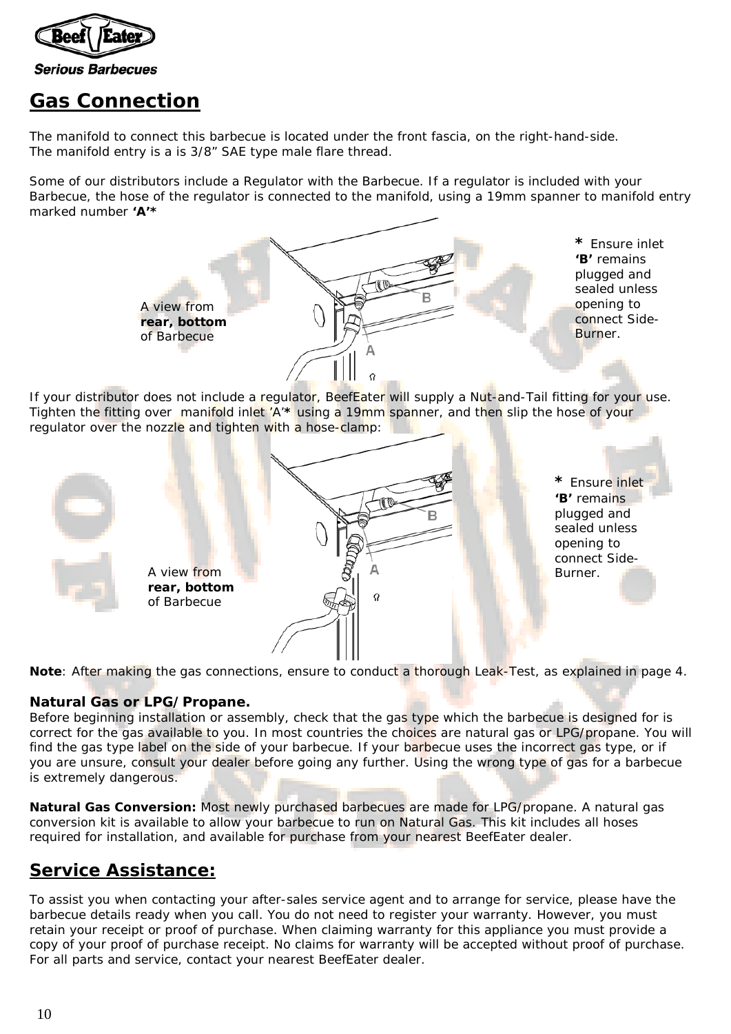## Gas Connection

The manifold to connect this barbecue is located under the front fascia, on the right-hand-side.
The manifold entry is a is 3/8” SAE type male flare thread.

Some of our distributors include a Regulator with the Barbecue. If a regulator is included with your Barbecue, the hose of the regulator is connected to the manifold, using a 19mm spanner to manifold entry marked number **‘A’***

A view from **rear, bottom** of Barbecue

* Ensure inlet **‘B’** remains plugged and sealed unless opening to connect Side-Burner.

If your distributor does not include a regulator, BeefEater will supply a Nut-and-Tail fitting for your use. Tighten the fitting over manifold inlet ’A’* using a 19mm spanner, and then slip the hose of your regulator over the nozzle and tighten with a hose-clamp:

A view from **rear, bottom** of Barbecue

* Ensure inlet **‘B’** remains plugged and sealed unless opening to connect Side-Burner.

**Note**: After making the gas connections, ensure to conduct a thorough Leak-Test, as explained in page 4.

### Natural Gas or LPG/Propane.

Before beginning installation or assembly, check that the gas type which the barbecue is designed for is correct for the gas available to you. In most countries the choices are natural gas or LPG/propane. You will find the gas type label on the side of your barbecue. If your barbecue uses the incorrect gas type, or if you are unsure, consult your dealer before going any further. Using the wrong type of gas for a barbecue is extremely dangerous.

**Natural Gas Conversion:** Most newly purchased barbecues are made for LPG/propane. A natural gas conversion kit is available to allow your barbecue to run on Natural Gas. This kit includes all hoses required for installation, and available for purchase from your nearest BeefEater dealer.

## Service Assistance:

To assist you when contacting your after-sales service agent and to arrange for service, please have the barbecue details ready when you call. You do not need to register your warranty. However, you must retain your receipt or proof of purchase. When claiming warranty for this appliance you must provide a copy of your proof of purchase receipt. No claims for warranty will be accepted without proof of purchase. For all parts and service, contact your nearest BeefEater dealer.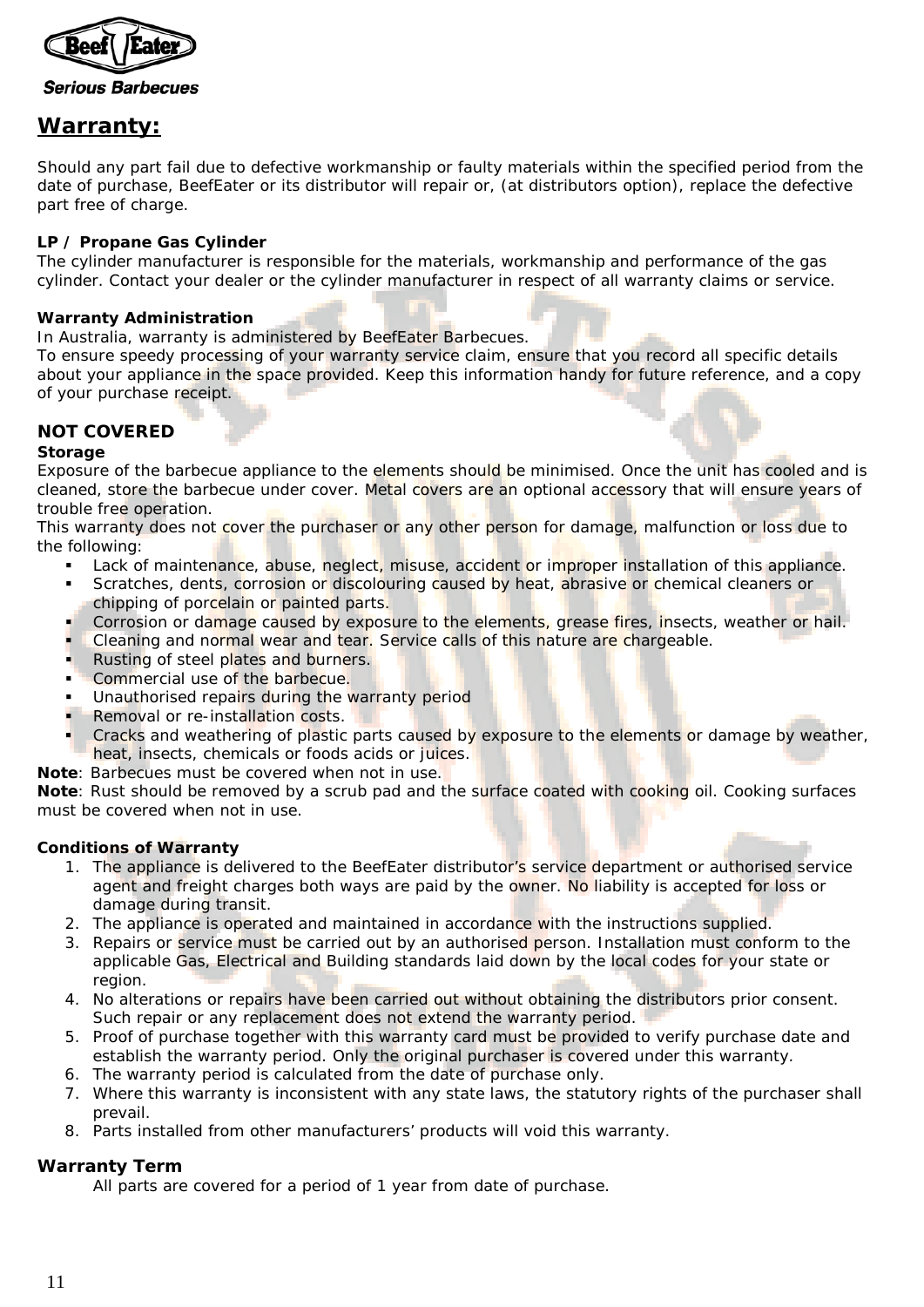## Warranty:

Should any part fail due to defective workmanship or faulty materials within the specified period from the date of purchase, BeefEater or its distributor will repair or, (at distributors option), replace the defective part free of charge.

**LP / Propane Gas Cylinder**
The cylinder manufacturer is responsible for the materials, workmanship and performance of the gas cylinder. Contact your dealer or the cylinder manufacturer in respect of all warranty claims or service.

**Warranty Administration**
In Australia, warranty is administered by BeefEater Barbecues.
To ensure speedy processing of your warranty service claim, ensure that you record all specific details about your appliance in the space provided. Keep this information handy for future reference, and a copy of your purchase receipt.

### NOT COVERED

**Storage**
Exposure of the barbecue appliance to the elements should be minimised. Once the unit has cooled and is cleaned, store the barbecue under cover. Metal covers are an optional accessory that will ensure years of trouble free operation.
This warranty does not cover the purchaser or any other person for damage, malfunction or loss due to the following:

- Lack of maintenance, abuse, neglect, misuse, accident or improper installation of this appliance.
- Scratches, dents, corrosion or discolouring caused by heat, abrasive or chemical cleaners or chipping of porcelain or painted parts.
- Corrosion or damage caused by exposure to the elements, grease fires, insects, weather or hail.
- Cleaning and normal wear and tear. Service calls of this nature are chargeable.
- Rusting of steel plates and burners.
- Commercial use of the barbecue.
- Unauthorised repairs during the warranty period
- Removal or re-installation costs.
- Cracks and weathering of plastic parts caused by exposure to the elements or damage by weather, heat, insects, chemicals or foods acids or juices.

**Note**: Barbecues must be covered when not in use.
**Note**: Rust should be removed by a scrub pad and the surface coated with cooking oil. Cooking surfaces must be covered when not in use.

**Conditions of Warranty**

1. The appliance is delivered to the BeefEater distributor's service department or authorised service agent and freight charges both ways are paid by the owner. No liability is accepted for loss or damage during transit.
2. The appliance is operated and maintained in accordance with the instructions supplied.
3. Repairs or service must be carried out by an authorised person. Installation must conform to the applicable Gas, Electrical and Building standards laid down by the local codes for your state or region.
4. No alterations or repairs have been carried out without obtaining the distributors prior consent. Such repair or any replacement does not extend the warranty period.
5. Proof of purchase together with this warranty card must be provided to verify purchase date and establish the warranty period. Only the original purchaser is covered under this warranty.
6. The warranty period is calculated from the date of purchase only.
7. Where this warranty is inconsistent with any state laws, the statutory rights of the purchaser shall prevail.
8. Parts installed from other manufacturers' products will void this warranty.

### Warranty Term

All parts are covered for a period of 1 year from date of purchase.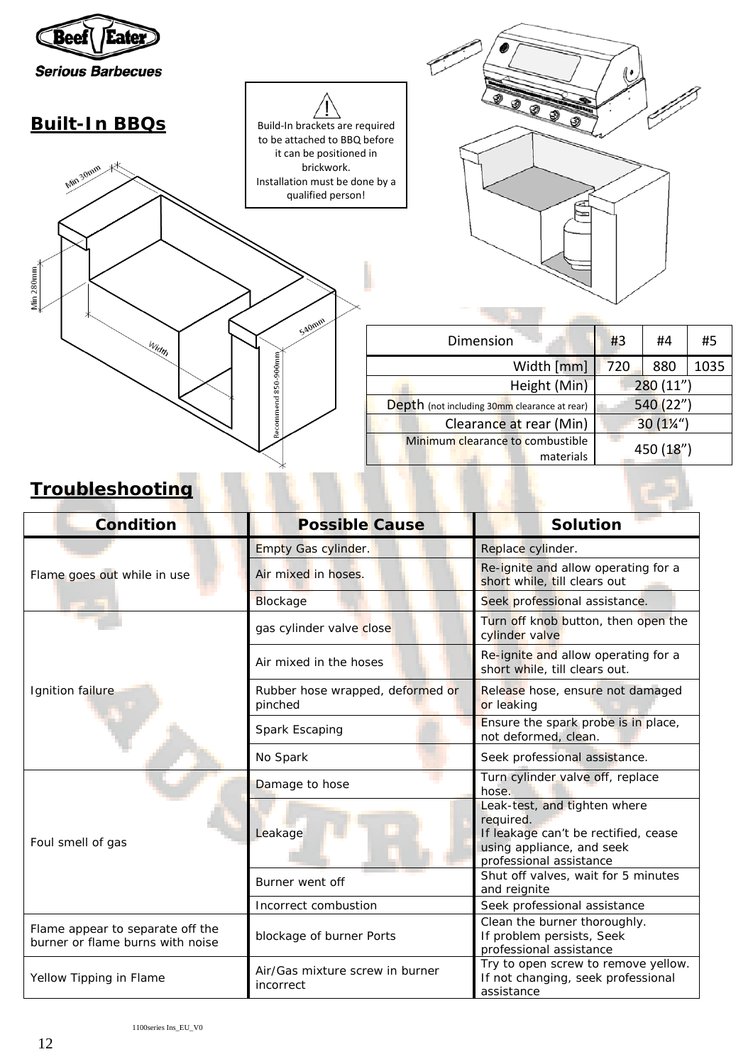**Beef Eater**

**Serious Barbecues**

## Built-In BBQs

⚠ Build-In brackets are required to be attached to BBQ before it can be positioned in brickwork.
Installation must be done by a qualified person!

Min 30mm

Min 280mm

Width

540mm

Recommend 850-900mm

| Dimension | #3 | #4 | #5 |
|---|---|---|---|
| Width [mm] | 720 | 880 | 1035 |
| Height (Min) | 280 (11") | | |
| Depth (not including 30mm clearance at rear) | 540 (22") | | |
| Clearance at rear (Min) | 30 (1¼") | | |
| Minimum clearance to combustible materials | 450 (18") | | |

## Troubleshooting

| Condition | Possible Cause | Solution |
|---|---|---|
| Flame goes out while in use | Empty Gas cylinder. | Replace cylinder. |
| | Air mixed in hoses. | Re-ignite and allow operating for a short while, till clears out |
| | Blockage | Seek professional assistance. |
| Ignition failure | gas cylinder valve close | Turn off knob button, then open the cylinder valve |
| | Air mixed in the hoses | Re-ignite and allow operating for a short while, till clears out. |
| | Rubber hose wrapped, deformed or pinched | Release hose, ensure not damaged or leaking |
| | Spark Escaping | Ensure the spark probe is in place, not deformed, clean. |
| | No Spark | Seek professional assistance. |
| Foul smell of gas | Damage to hose | Turn cylinder valve off, replace hose. |
| | Leakage | Leak-test, and tighten where required.<br>If leakage can't be rectified, cease using appliance, and seek professional assistance |
| | Burner went off | Shut off valves, wait for 5 minutes and reignite |
| | Incorrect combustion | Seek professional assistance |
| Flame appear to separate off the burner or flame burns with noise | blockage of burner Ports | Clean the burner thoroughly.<br>If problem persists, Seek professional assistance |
| Yellow Tipping in Flame | Air/Gas mixture screw in burner incorrect | Try to open screw to remove yellow. If not changing, seek professional assistance |

1100series Ins_EU_V0